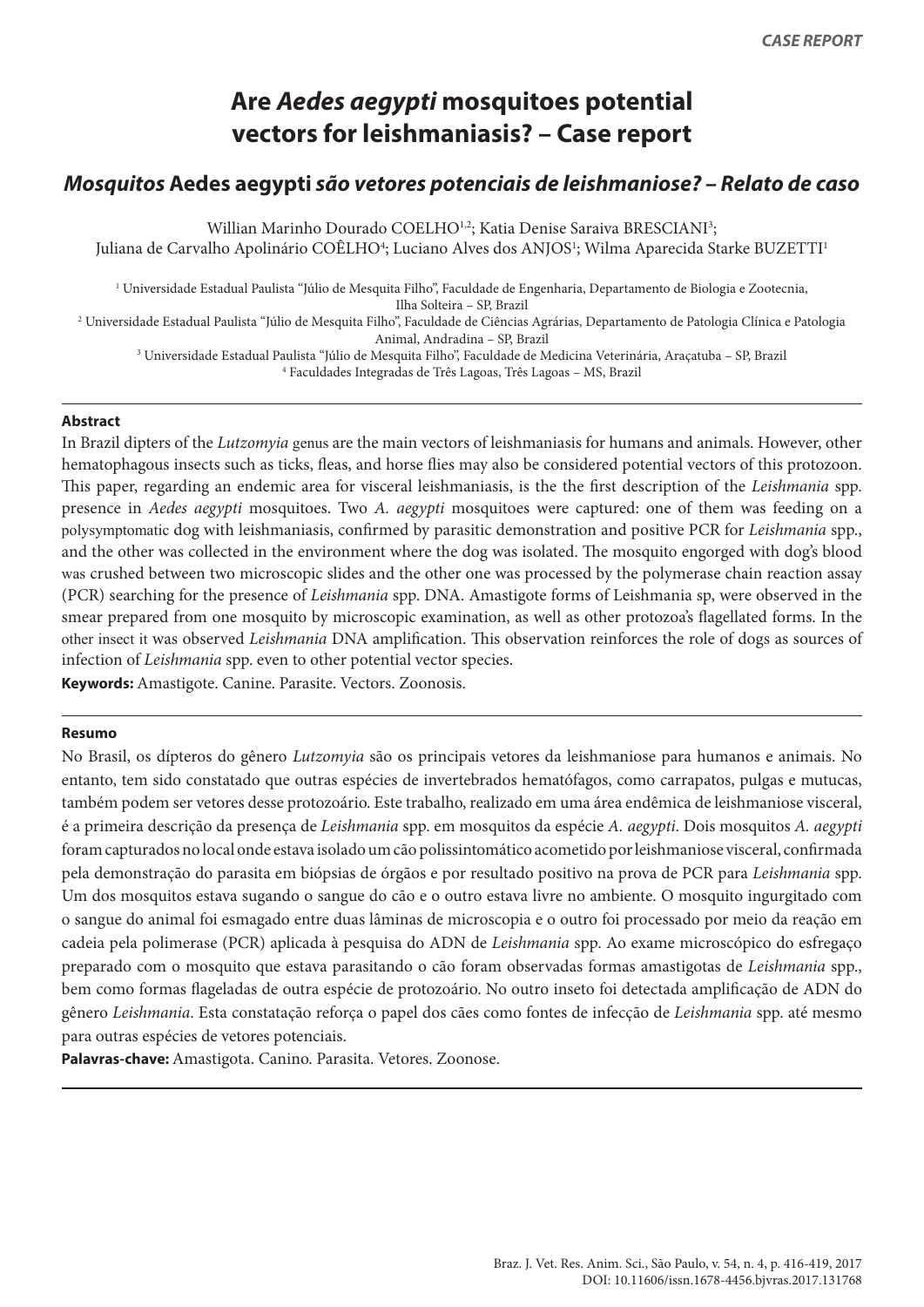CASE REPORT

# Are *Aedes aegypti* mosquitoes potential vectors for leishmaniasis? – Case report

## *Mosquitos* Aedes aegypti *são vetores potenciais de leishmaniose? – Relato de caso*

Willian Marinho Dourado COELHO[1,2]; Katia Denise Saraiva BRESCIANI[3]; Juliana de Carvalho Apolinário COÊLHO[4]; Luciano Alves dos ANJOS[1]; Wilma Aparecida Starke BUZETTI[1]

[1] Universidade Estadual Paulista "Júlio de Mesquita Filho", Faculdade de Engenharia, Departamento de Biologia e Zootecnia, Ilha Solteira – SP, Brazil
[2] Universidade Estadual Paulista "Júlio de Mesquita Filho", Faculdade de Ciências Agrárias, Departamento de Patologia Clínica e Patologia Animal, Andradina – SP, Brazil
[3] Universidade Estadual Paulista "Júlio de Mesquita Filho", Faculdade de Medicina Veterinária, Araçatuba – SP, Brazil
[4] Faculdades Integradas de Três Lagoas, Três Lagoas – MS, Brazil

**Abstract**

In Brazil dipters of the *Lutzomyia* genus are the main vectors of leishmaniasis for humans and animals. However, other hematophagous insects such as ticks, fleas, and horse flies may also be considered potential vectors of this protozoon. This paper, regarding an endemic area for visceral leishmaniasis, is the the first description of the *Leishmania* spp. presence in *Aedes aegypti* mosquitoes. Two *A. aegypti* mosquitoes were captured: one of them was feeding on a polysymptomatic dog with leishmaniasis, confirmed by parasitic demonstration and positive PCR for *Leishmania* spp., and the other was collected in the environment where the dog was isolated. The mosquito engorged with dog's blood was crushed between two microscopic slides and the other one was processed by the polymerase chain reaction assay (PCR) searching for the presence of *Leishmania* spp. DNA. Amastigote forms of Leishmania sp, were observed in the smear prepared from one mosquito by microscopic examination, as well as other protozoa's flagellated forms. In the other insect it was observed *Leishmania* DNA amplification. This observation reinforces the role of dogs as sources of infection of *Leishmania* spp. even to other potential vector species.

**Keywords:** Amastigote. Canine. Parasite. Vectors. Zoonosis.

**Resumo**

No Brasil, os dípteros do gênero *Lutzomyia* são os principais vetores da leishmaniose para humanos e animais. No entanto, tem sido constatado que outras espécies de invertebrados hematófagos, como carrapatos, pulgas e mutucas, também podem ser vetores desse protozoário. Este trabalho, realizado em uma área endêmica de leishmaniose visceral, é a primeira descrição da presença de *Leishmania* spp. em mosquitos da espécie *A. aegypti*. Dois mosquitos *A. aegypti* foram capturados no local onde estava isolado um cão polissintomático acometido por leishmaniose visceral, confirmada pela demonstração do parasita em biópsias de órgãos e por resultado positivo na prova de PCR para *Leishmania* spp. Um dos mosquitos estava sugando o sangue do cão e o outro estava livre no ambiente. O mosquito ingurgitado com o sangue do animal foi esmagado entre duas lâminas de microscopia e o outro foi processado por meio da reação em cadeia pela polimerase (PCR) aplicada à pesquisa do ADN de *Leishmania* spp. Ao exame microscópico do esfregaço preparado com o mosquito que estava parasitando o cão foram observadas formas amastigotas de *Leishmania* spp., bem como formas flageladas de outra espécie de protozoário. No outro inseto foi detectada amplificação de ADN do gênero *Leishmania*. Esta constatação reforça o papel dos cães como fontes de infecção de *Leishmania* spp. até mesmo para outras espécies de vetores potenciais.

**Palavras-chave:** Amastigota. Canino. Parasita. Vetores. Zoonose.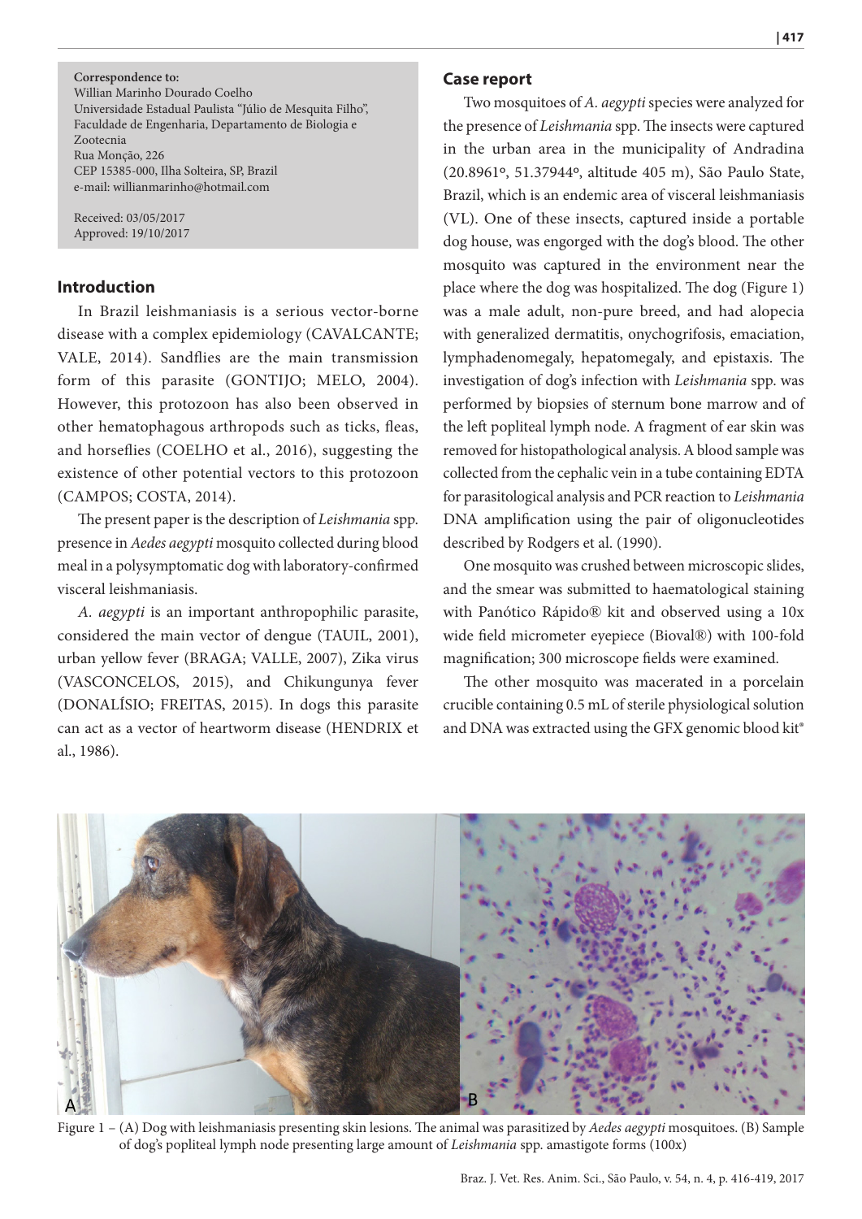**Correspondence to:**
Willian Marinho Dourado Coelho
Universidade Estadual Paulista "Júlio de Mesquita Filho", Faculdade de Engenharia, Departamento de Biologia e Zootecnia
Rua Monção, 226
CEP 15385-000, Ilha Solteira, SP, Brazil
e-mail: willianmarinho@hotmail.com

Received: 03/05/2017
Approved: 19/10/2017

## Introduction

In Brazil leishmaniasis is a serious vector-borne disease with a complex epidemiology (CAVALCANTE; VALE, 2014). Sandflies are the main transmission form of this parasite (GONTIJO; MELO, 2004). However, this protozoon has also been observed in other hematophagous arthropods such as ticks, fleas, and horseflies (COELHO et al., 2016), suggesting the existence of other potential vectors to this protozoon (CAMPOS; COSTA, 2014).

The present paper is the description of *Leishmania* spp. presence in *Aedes aegypti* mosquito collected during blood meal in a polysymptomatic dog with laboratory-confirmed visceral leishmaniasis.

*A. aegypti* is an important anthropophilic parasite, considered the main vector of dengue (TAUIL, 2001), urban yellow fever (BRAGA; VALLE, 2007), Zika virus (VASCONCELOS, 2015), and Chikungunya fever (DONALÍSIO; FREITAS, 2015). In dogs this parasite can act as a vector of heartworm disease (HENDRIX et al., 1986).

## Case report

Two mosquitoes of *A. aegypti* species were analyzed for the presence of *Leishmania* spp. The insects were captured in the urban area in the municipality of Andradina (20.8961º, 51.37944º, altitude 405 m), São Paulo State, Brazil, which is an endemic area of visceral leishmaniasis (VL). One of these insects, captured inside a portable dog house, was engorged with the dog's blood. The other mosquito was captured in the environment near the place where the dog was hospitalized. The dog (Figure 1) was a male adult, non-pure breed, and had alopecia with generalized dermatitis, onychogrifosis, emaciation, lymphadenomegaly, hepatomegaly, and epistaxis. The investigation of dog's infection with *Leishmania* spp. was performed by biopsies of sternum bone marrow and of the left popliteal lymph node. A fragment of ear skin was removed for histopathological analysis. A blood sample was collected from the cephalic vein in a tube containing EDTA for parasitological analysis and PCR reaction to *Leishmania* DNA amplification using the pair of oligonucleotides described by Rodgers et al. (1990).

One mosquito was crushed between microscopic slides, and the smear was submitted to haematological staining with Panótico Rápido® kit and observed using a 10x wide field micrometer eyepiece (Bioval®) with 100-fold magnification; 300 microscope fields were examined.

The other mosquito was macerated in a porcelain crucible containing 0.5 mL of sterile physiological solution and DNA was extracted using the GFX genomic blood kit®

Figure 1 – (A) Dog with leishmaniasis presenting skin lesions. The animal was parasitized by *Aedes aegypti* mosquitoes. (B) Sample of dog's popliteal lymph node presenting large amount of *Leishmania* spp. amastigote forms (100x)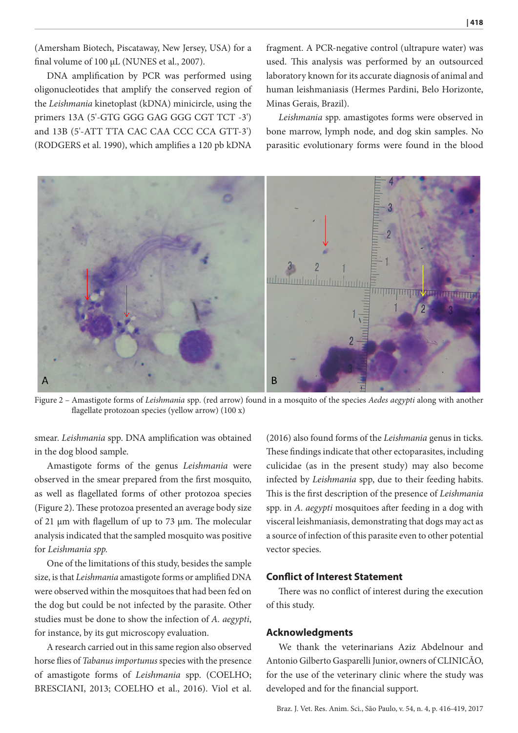(Amersham Biotech, Piscataway, New Jersey, USA) for a final volume of 100 µL (NUNES et al., 2007).

DNA amplification by PCR was performed using oligonucleotides that amplify the conserved region of the *Leishmania* kinetoplast (kDNA) minicircle, using the primers 13A (5'-GTG GGG GAG GGG CGT TCT -3') and 13B (5'-ATT TTA CAC CAA CCC CCA GTT-3') (RODGERS et al. 1990), which amplifies a 120 pb kDNA fragment. A PCR-negative control (ultrapure water) was used. This analysis was performed by an outsourced laboratory known for its accurate diagnosis of animal and human leishmaniasis (Hermes Pardini, Belo Horizonte, Minas Gerais, Brazil).

*Leishmania* spp. amastigotes forms were observed in bone marrow, lymph node, and dog skin samples. No parasitic evolutionary forms were found in the blood smear. *Leishmania* spp. DNA amplification was obtained in the dog blood sample.

Figure 2 – Amastigote forms of *Leishmania* spp. (red arrow) found in a mosquito of the species *Aedes aegypti* along with another flagellate protozoan species (yellow arrow) (100 x)

Amastigote forms of the genus *Leishmania* were observed in the smear prepared from the first mosquito, as well as flagellated forms of other protozoa species (Figure 2). These protozoa presented an average body size of 21 µm with flagellum of up to 73 µm. The molecular analysis indicated that the sampled mosquito was positive for *Leishmania spp.*

One of the limitations of this study, besides the sample size, is that *Leishmania* amastigote forms or amplified DNA were observed within the mosquitoes that had been fed on the dog but could be not infected by the parasite. Other studies must be done to show the infection of *A. aegypti*, for instance, by its gut microscopy evaluation.

A research carried out in this same region also observed horse flies of *Tabanus importunus* species with the presence of amastigote forms of *Leishmania* spp. (COELHO; BRESCIANI, 2013; COELHO et al., 2016). Viol et al. (2016) also found forms of the *Leishmania* genus in ticks. These findings indicate that other ectoparasites, including culicidae (as in the present study) may also become infected by *Leishmania* spp, due to their feeding habits. This is the first description of the presence of *Leishmania* spp. in *A. aegypti* mosquitoes after feeding in a dog with visceral leishmaniasis, demonstrating that dogs may act as a source of infection of this parasite even to other potential vector species.

## Conflict of Interest Statement

There was no conflict of interest during the execution of this study.

## Acknowledgments

We thank the veterinarians Aziz Abdelnour and Antonio Gilberto Gasparelli Junior, owners of CLINICÃO, for the use of the veterinary clinic where the study was developed and for the financial support.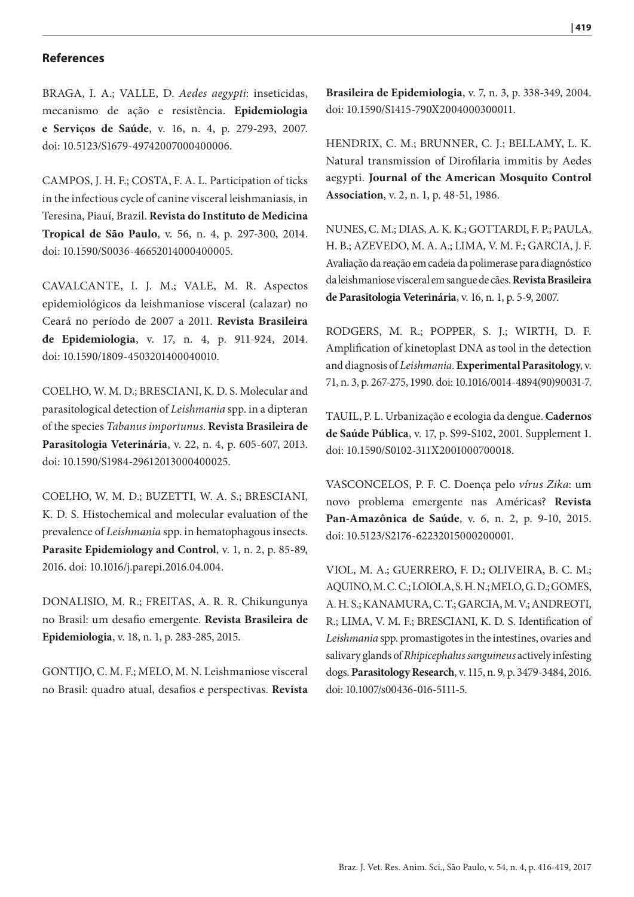## References

BRAGA, I. A.; VALLE, D. *Aedes aegypti*: inseticidas, mecanismo de ação e resistência. **Epidemiologia e Serviços de Saúde**, v. 16, n. 4, p. 279-293, 2007. doi: 10.5123/S1679-49742007000400006.

CAMPOS, J. H. F.; COSTA, F. A. L. Participation of ticks in the infectious cycle of canine visceral leishmaniasis, in Teresina, Piauí, Brazil. **Revista do Instituto de Medicina Tropical de São Paulo**, v. 56, n. 4, p. 297-300, 2014. doi: 10.1590/S0036-46652014000400005.

CAVALCANTE, I. J. M.; VALE, M. R. Aspectos epidemiológicos da leishmaniose visceral (calazar) no Ceará no período de 2007 a 2011. **Revista Brasileira de Epidemiologia**, v. 17, n. 4, p. 911-924, 2014. doi: 10.1590/1809-4503201400040010.

COELHO, W. M. D.; BRESCIANI, K. D. S. Molecular and parasitological detection of *Leishmania* spp. in a dipteran of the species *Tabanus importunus*. **Revista Brasileira de Parasitologia Veterinária**, v. 22, n. 4, p. 605-607, 2013. doi: 10.1590/S1984-29612013000400025.

COELHO, W. M. D.; BUZETTI, W. A. S.; BRESCIANI, K. D. S. Histochemical and molecular evaluation of the prevalence of *Leishmania* spp. in hematophagous insects. **Parasite Epidemiology and Control**, v. 1, n. 2, p. 85-89, 2016. doi: 10.1016/j.parepi.2016.04.004.

DONALISIO, M. R.; FREITAS, A. R. R. Chikungunya no Brasil: um desafio emergente. **Revista Brasileira de Epidemiologia**, v. 18, n. 1, p. 283-285, 2015.

GONTIJO, C. M. F.; MELO, M. N. Leishmaniose visceral no Brasil: quadro atual, desafios e perspectivas. **Revista Brasileira de Epidemiologia**, v. 7, n. 3, p. 338-349, 2004. doi: 10.1590/S1415-790X2004000300011.

HENDRIX, C. M.; BRUNNER, C. J.; BELLAMY, L. K. Natural transmission of Dirofilaria immitis by Aedes aegypti. **Journal of the American Mosquito Control Association**, v. 2, n. 1, p. 48-51, 1986.

NUNES, C. M.; DIAS, A. K. K.; GOTTARDI, F. P.; PAULA, H. B.; AZEVEDO, M. A. A.; LIMA, V. M. F.; GARCIA, J. F. Avaliação da reação em cadeia da polimerase para diagnóstico da leishmaniose visceral em sangue de cães. **Revista Brasileira de Parasitologia Veterinária**, v. 16, n. 1, p. 5-9, 2007.

RODGERS, M. R.; POPPER, S. J.; WIRTH, D. F. Amplification of kinetoplast DNA as tool in the detection and diagnosis of *Leishmania*. **Experimental Parasitology**, v. 71, n. 3, p. 267-275, 1990. doi: 10.1016/0014-4894(90)90031-7.

TAUIL, P. L. Urbanização e ecologia da dengue. **Cadernos de Saúde Pública**, v. 17, p. S99-S102, 2001. Supplement 1. doi: 10.1590/S0102-311X2001000700018.

VASCONCELOS, P. F. C. Doença pelo *vírus Zika*: um novo problema emergente nas Américas? **Revista Pan-Amazônica de Saúde**, v. 6, n. 2, p. 9-10, 2015. doi: 10.5123/S2176-62232015000200001.

VIOL, M. A.; GUERRERO, F. D.; OLIVEIRA, B. C. M.; AQUINO, M. C. C.; LOIOLA, S. H. N.; MELO, G. D.; GOMES, A. H. S.; KANAMURA, C. T.; GARCIA, M. V.; ANDREOTI, R.; LIMA, V. M. F.; BRESCIANI, K. D. S. Identification of *Leishmania* spp. promastigotes in the intestines, ovaries and salivary glands of *Rhipicephalus sanguineus* actively infesting dogs. **Parasitology Research**, v. 115, n. 9, p. 3479-3484, 2016. doi: 10.1007/s00436-016-5111-5.